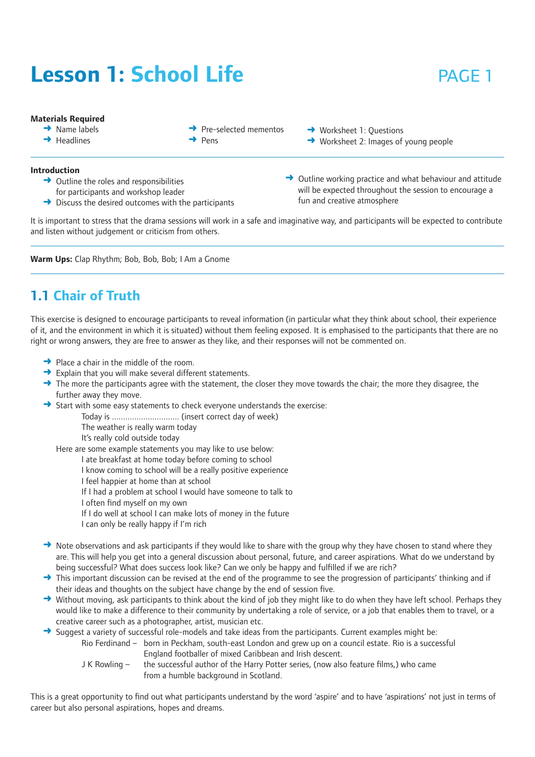# Lesson 1: School Life

PAGE 1

**Materials Required**

- Name labels
- Headlines
- Pre-selected mementos
- Pens
- Worksheet 1: Questions
- Worksheet 2: Images of young people

**Introduction**

- Outline the roles and responsibilities for participants and workshop leader
- Discuss the desired outcomes with the participants
- Outline working practice and what behaviour and attitude will be expected throughout the session to encourage a fun and creative atmosphere

It is important to stress that the drama sessions will work in a safe and imaginative way, and participants will be expected to contribute and listen without judgement or criticism from others.

**Warm Ups:** Clap Rhythm; Bob, Bob, Bob; I Am a Gnome

## 1.1 Chair of Truth

This exercise is designed to encourage participants to reveal information (in particular what they think about school, their experience of it, and the environment in which it is situated) without them feeling exposed. It is emphasised to the participants that there are no right or wrong answers, they are free to answer as they like, and their responses will not be commented on.

- Place a chair in the middle of the room.
- Explain that you will make several different statements.
- The more the participants agree with the statement, the closer they move towards the chair; the more they disagree, the further away they move.
- Start with some easy statements to check everyone understands the exercise:
  - Today is .............................. (insert correct day of week)
  - The weather is really warm today
  - It's really cold outside today

  Here are some example statements you may like to use below:
  - I ate breakfast at home today before coming to school
  - I know coming to school will be a really positive experience
  - I feel happier at home than at school
  - If I had a problem at school I would have someone to talk to
  - I often find myself on my own
  - If I do well at school I can make lots of money in the future
  - I can only be really happy if I'm rich
- Note observations and ask participants if they would like to share with the group why they have chosen to stand where they are. This will help you get into a general discussion about personal, future, and career aspirations. What do we understand by being successful? What does success look like? Can we only be happy and fulfilled if we are rich?
- This important discussion can be revised at the end of the programme to see the progression of participants' thinking and if their ideas and thoughts on the subject have change by the end of session five.
- Without moving, ask participants to think about the kind of job they might like to do when they have left school. Perhaps they would like to make a difference to their community by undertaking a role of service, or a job that enables them to travel, or a creative career such as a photographer, artist, musician etc.
- Suggest a variety of successful role-models and take ideas from the participants. Current examples might be:
  - Rio Ferdinand – born in Peckham, south-east London and grew up on a council estate. Rio is a successful England footballer of mixed Caribbean and Irish descent.
  - J K Rowling – the successful author of the Harry Potter series, (now also feature films,) who came from a humble background in Scotland.

This is a great opportunity to find out what participants understand by the word 'aspire' and to have 'aspirations' not just in terms of career but also personal aspirations, hopes and dreams.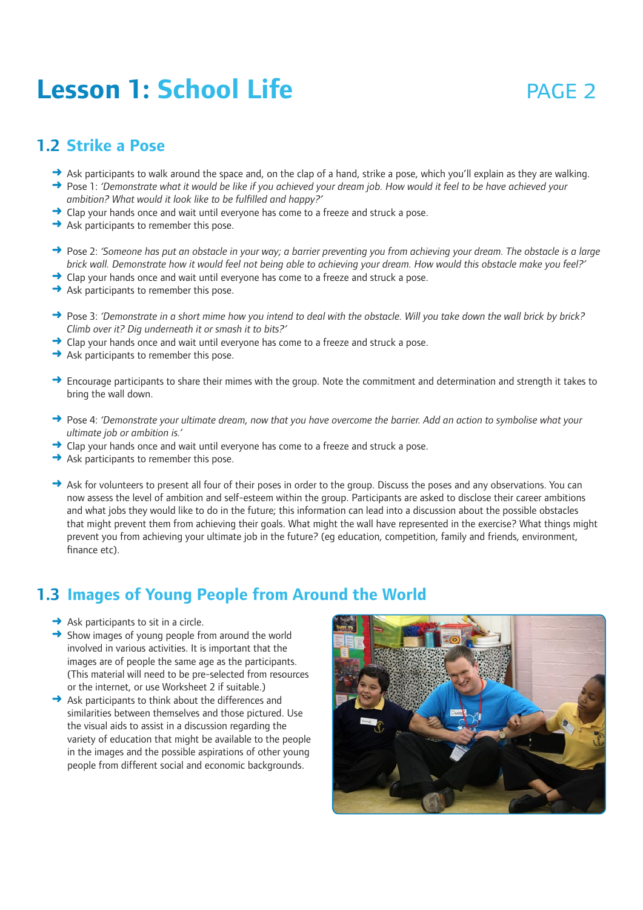# Lesson 1: School Life

## 1.2 Strike a Pose

- Ask participants to walk around the space and, on the clap of a hand, strike a pose, which you'll explain as they are walking.
- Pose 1: *'Demonstrate what it would be like if you achieved your dream job. How would it feel to be have achieved your ambition? What would it look like to be fulfilled and happy?'*
- Clap your hands once and wait until everyone has come to a freeze and struck a pose.
- Ask participants to remember this pose.

- Pose 2: *'Someone has put an obstacle in your way; a barrier preventing you from achieving your dream. The obstacle is a large brick wall. Demonstrate how it would feel not being able to achieving your dream. How would this obstacle make you feel?'*
- Clap your hands once and wait until everyone has come to a freeze and struck a pose.
- Ask participants to remember this pose.

- Pose 3: *'Demonstrate in a short mime how you intend to deal with the obstacle. Will you take down the wall brick by brick? Climb over it? Dig underneath it or smash it to bits?'*
- Clap your hands once and wait until everyone has come to a freeze and struck a pose.
- Ask participants to remember this pose.

- Encourage participants to share their mimes with the group. Note the commitment and determination and strength it takes to bring the wall down.

- Pose 4: *'Demonstrate your ultimate dream, now that you have overcome the barrier. Add an action to symbolise what your ultimate job or ambition is.'*
- Clap your hands once and wait until everyone has come to a freeze and struck a pose.
- Ask participants to remember this pose.

- Ask for volunteers to present all four of their poses in order to the group. Discuss the poses and any observations. You can now assess the level of ambition and self-esteem within the group. Participants are asked to disclose their career ambitions and what jobs they would like to do in the future; this information can lead into a discussion about the possible obstacles that might prevent them from achieving their goals. What might the wall have represented in the exercise? What things might prevent you from achieving your ultimate job in the future? (eg education, competition, family and friends, environment, finance etc).

## 1.3 Images of Young People from Around the World

- Ask participants to sit in a circle.
- Show images of young people from around the world involved in various activities. It is important that the images are of people the same age as the participants. (This material will need to be pre-selected from resources or the internet, or use Worksheet 2 if suitable.)
- Ask participants to think about the differences and similarities between themselves and those pictured. Use the visual aids to assist in a discussion regarding the variety of education that might be available to the people in the images and the possible aspirations of other young people from different social and economic backgrounds.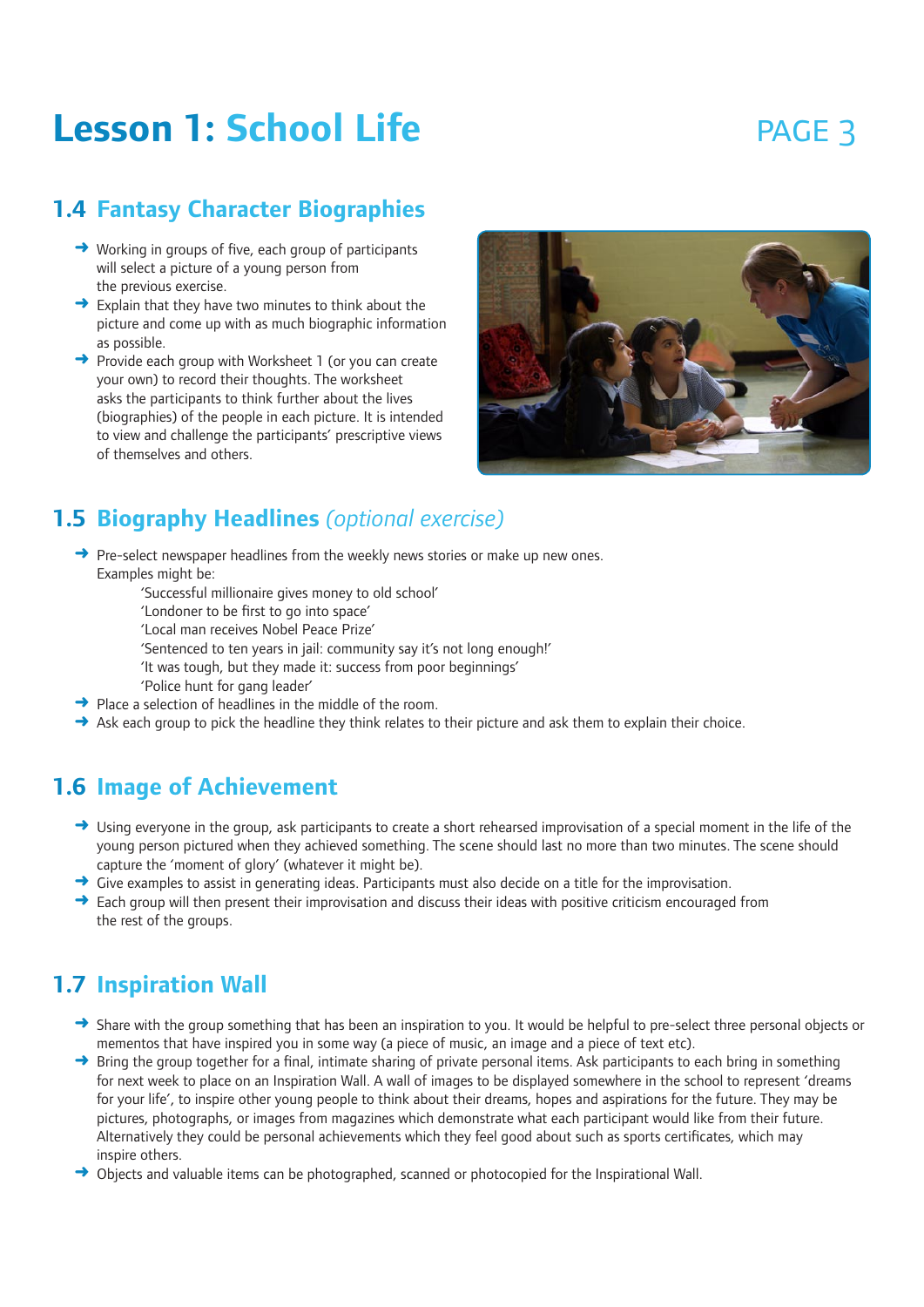# Lesson 1: School Life

## 1.4 Fantasy Character Biographies

- Working in groups of five, each group of participants will select a picture of a young person from the previous exercise.
- Explain that they have two minutes to think about the picture and come up with as much biographic information as possible.
- Provide each group with Worksheet 1 (or you can create your own) to record their thoughts. The worksheet asks the participants to think further about the lives (biographies) of the people in each picture. It is intended to view and challenge the participants' prescriptive views of themselves and others.

## 1.5 Biography Headlines *(optional exercise)*

- Pre-select newspaper headlines from the weekly news stories or make up new ones. Examples might be:

  'Successful millionaire gives money to old school'
  'Londoner to be first to go into space'
  'Local man receives Nobel Peace Prize'
  'Sentenced to ten years in jail: community say it's not long enough!'
  'It was tough, but they made it: success from poor beginnings'
  'Police hunt for gang leader'
- Place a selection of headlines in the middle of the room.
- Ask each group to pick the headline they think relates to their picture and ask them to explain their choice.

## 1.6 Image of Achievement

- Using everyone in the group, ask participants to create a short rehearsed improvisation of a special moment in the life of the young person pictured when they achieved something. The scene should last no more than two minutes. The scene should capture the 'moment of glory' (whatever it might be).
- Give examples to assist in generating ideas. Participants must also decide on a title for the improvisation.
- Each group will then present their improvisation and discuss their ideas with positive criticism encouraged from the rest of the groups.

## 1.7 Inspiration Wall

- Share with the group something that has been an inspiration to you. It would be helpful to pre-select three personal objects or mementos that have inspired you in some way (a piece of music, an image and a piece of text etc).
- Bring the group together for a final, intimate sharing of private personal items. Ask participants to each bring in something for next week to place on an Inspiration Wall. A wall of images to be displayed somewhere in the school to represent 'dreams for your life', to inspire other young people to think about their dreams, hopes and aspirations for the future. They may be pictures, photographs, or images from magazines which demonstrate what each participant would like from their future. Alternatively they could be personal achievements which they feel good about such as sports certificates, which may inspire others.
- Objects and valuable items can be photographed, scanned or photocopied for the Inspirational Wall.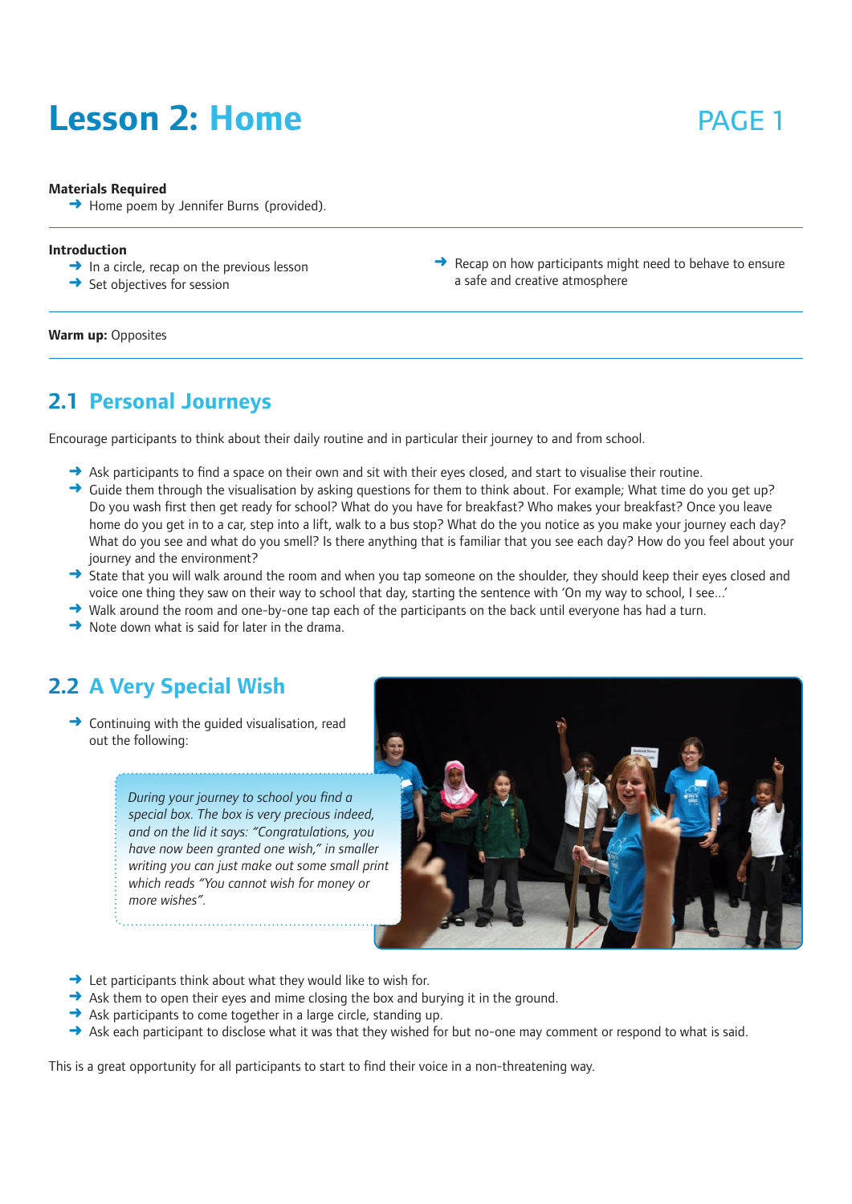# Lesson 2: Home

**Materials Required**

- Home poem by Jennifer Burns (provided).

**Introduction**

- In a circle, recap on the previous lesson
- Set objectives for session
- Recap on how participants might need to behave to ensure a safe and creative atmosphere

**Warm up:** Opposites

## 2.1 Personal Journeys

Encourage participants to think about their daily routine and in particular their journey to and from school.

- Ask participants to find a space on their own and sit with their eyes closed, and start to visualise their routine.
- Guide them through the visualisation by asking questions for them to think about. For example; What time do you get up? Do you wash first then get ready for school? What do you have for breakfast? Who makes your breakfast? Once you leave home do you get in to a car, step into a lift, walk to a bus stop? What do the you notice as you make your journey each day? What do you see and what do you smell? Is there anything that is familiar that you see each day? How do you feel about your journey and the environment?
- State that you will walk around the room and when you tap someone on the shoulder, they should keep their eyes closed and voice one thing they saw on their way to school that day, starting the sentence with 'On my way to school, I see...'
- Walk around the room and one-by-one tap each of the participants on the back until everyone has had a turn.
- Note down what is said for later in the drama.

## 2.2 A Very Special Wish

- Continuing with the guided visualisation, read out the following:

> *During your journey to school you find a special box. The box is very precious indeed, and on the lid it says: "Congratulations, you have now been granted one wish," in smaller writing you can just make out some small print which reads "You cannot wish for money or more wishes".*

- Let participants think about what they would like to wish for.
- Ask them to open their eyes and mime closing the box and burying it in the ground.
- Ask participants to come together in a large circle, standing up.
- Ask each participant to disclose what it was that they wished for but no-one may comment or respond to what is said.

This is a great opportunity for all participants to start to find their voice in a non-threatening way.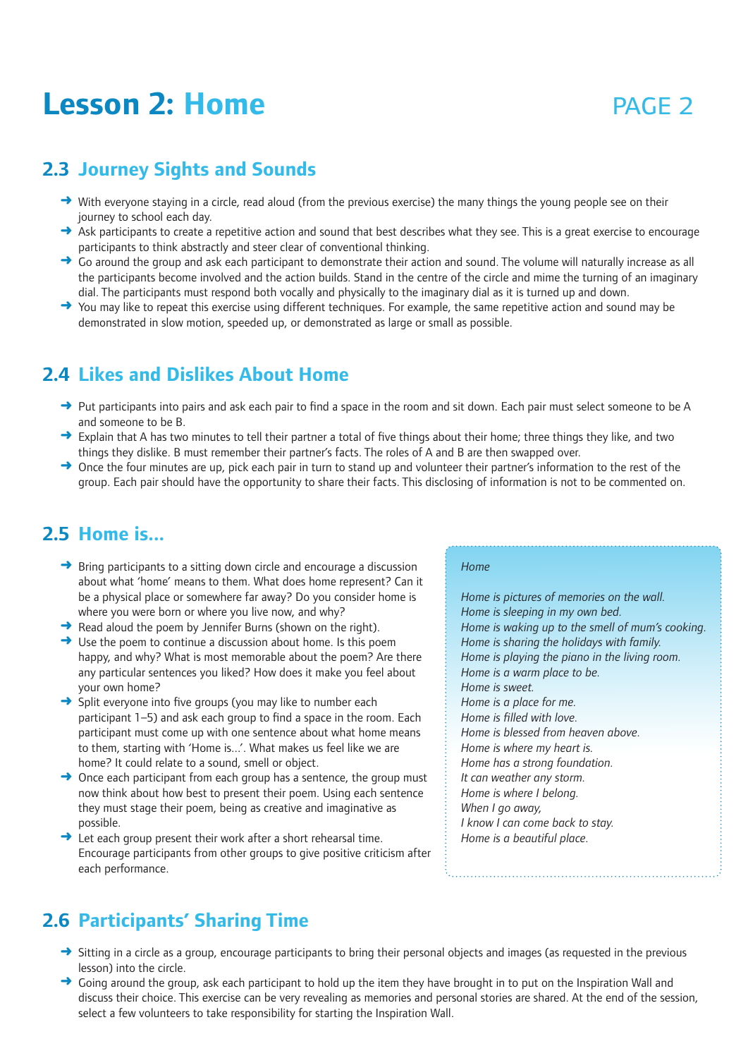# Lesson 2: Home

## 2.3 Journey Sights and Sounds

- With everyone staying in a circle, read aloud (from the previous exercise) the many things the young people see on their journey to school each day.
- Ask participants to create a repetitive action and sound that best describes what they see. This is a great exercise to encourage participants to think abstractly and steer clear of conventional thinking.
- Go around the group and ask each participant to demonstrate their action and sound. The volume will naturally increase as all the participants become involved and the action builds. Stand in the centre of the circle and mime the turning of an imaginary dial. The participants must respond both vocally and physically to the imaginary dial as it is turned up and down.
- You may like to repeat this exercise using different techniques. For example, the same repetitive action and sound may be demonstrated in slow motion, speeded up, or demonstrated as large or small as possible.

## 2.4 Likes and Dislikes About Home

- Put participants into pairs and ask each pair to find a space in the room and sit down. Each pair must select someone to be A and someone to be B.
- Explain that A has two minutes to tell their partner a total of five things about their home; three things they like, and two things they dislike. B must remember their partner's facts. The roles of A and B are then swapped over.
- Once the four minutes are up, pick each pair in turn to stand up and volunteer their partner's information to the rest of the group. Each pair should have the opportunity to share their facts. This disclosing of information is not to be commented on.

## 2.5 Home is...

- Bring participants to a sitting down circle and encourage a discussion about what 'home' means to them. What does home represent? Can it be a physical place or somewhere far away? Do you consider home is where you were born or where you live now, and why?
- Read aloud the poem by Jennifer Burns (shown on the right).
- Use the poem to continue a discussion about home. Is this poem happy, and why? What is most memorable about the poem? Are there any particular sentences you liked? How does it make you feel about your own home?
- Split everyone into five groups (you may like to number each participant 1–5) and ask each group to find a space in the room. Each participant must come up with one sentence about what home means to them, starting with 'Home is...'. What makes us feel like we are home? It could relate to a sound, smell or object.
- Once each participant from each group has a sentence, the group must now think about how best to present their poem. Using each sentence they must stage their poem, being as creative and imaginative as possible.
- Let each group present their work after a short rehearsal time. Encourage participants from other groups to give positive criticism after each performance.

*Home*

*Home is pictures of memories on the wall.*
*Home is sleeping in my own bed.*
*Home is waking up to the smell of mum's cooking.*
*Home is sharing the holidays with family.*
*Home is playing the piano in the living room.*
*Home is a warm place to be.*
*Home is sweet.*
*Home is a place for me.*
*Home is filled with love.*
*Home is blessed from heaven above.*
*Home is where my heart is.*
*Home has a strong foundation.*
*It can weather any storm.*
*Home is where I belong.*
*When I go away,*
*I know I can come back to stay.*
*Home is a beautiful place.*

## 2.6 Participants' Sharing Time

- Sitting in a circle as a group, encourage participants to bring their personal objects and images (as requested in the previous lesson) into the circle.
- Going around the group, ask each participant to hold up the item they have brought in to put on the Inspiration Wall and discuss their choice. This exercise can be very revealing as memories and personal stories are shared. At the end of the session, select a few volunteers to take responsibility for starting the Inspiration Wall.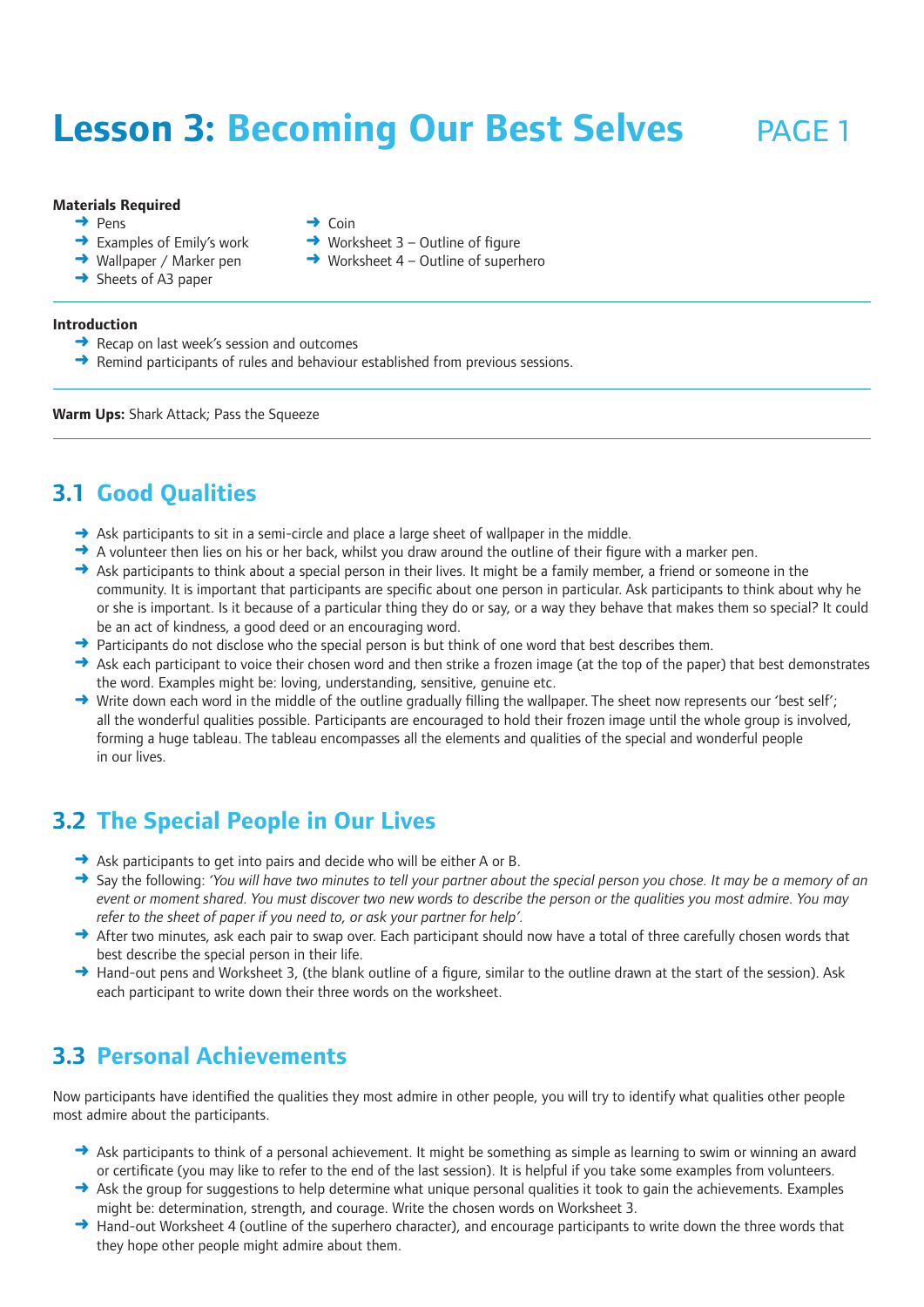# Lesson 3: Becoming Our Best Selves PAGE 1

**Materials Required**

- Pens
- Examples of Emily's work
- Wallpaper / Marker pen
- Sheets of A3 paper
- Coin
- Worksheet 3 – Outline of figure
- Worksheet 4 – Outline of superhero

**Introduction**

- Recap on last week's session and outcomes
- Remind participants of rules and behaviour established from previous sessions.

**Warm Ups:** Shark Attack; Pass the Squeeze

## 3.1 Good Qualities

- Ask participants to sit in a semi-circle and place a large sheet of wallpaper in the middle.
- A volunteer then lies on his or her back, whilst you draw around the outline of their figure with a marker pen.
- Ask participants to think about a special person in their lives. It might be a family member, a friend or someone in the community. It is important that participants are specific about one person in particular. Ask participants to think about why he or she is important. Is it because of a particular thing they do or say, or a way they behave that makes them so special? It could be an act of kindness, a good deed or an encouraging word.
- Participants do not disclose who the special person is but think of one word that best describes them.
- Ask each participant to voice their chosen word and then strike a frozen image (at the top of the paper) that best demonstrates the word. Examples might be: loving, understanding, sensitive, genuine etc.
- Write down each word in the middle of the outline gradually filling the wallpaper. The sheet now represents our 'best self'; all the wonderful qualities possible. Participants are encouraged to hold their frozen image until the whole group is involved, forming a huge tableau. The tableau encompasses all the elements and qualities of the special and wonderful people in our lives.

## 3.2 The Special People in Our Lives

- Ask participants to get into pairs and decide who will be either A or B.
- Say the following: *'You will have two minutes to tell your partner about the special person you chose. It may be a memory of an event or moment shared. You must discover two new words to describe the person or the qualities you most admire. You may refer to the sheet of paper if you need to, or ask your partner for help'.*
- After two minutes, ask each pair to swap over. Each participant should now have a total of three carefully chosen words that best describe the special person in their life.
- Hand-out pens and Worksheet 3, (the blank outline of a figure, similar to the outline drawn at the start of the session). Ask each participant to write down their three words on the worksheet.

## 3.3 Personal Achievements

Now participants have identified the qualities they most admire in other people, you will try to identify what qualities other people most admire about the participants.

- Ask participants to think of a personal achievement. It might be something as simple as learning to swim or winning an award or certificate (you may like to refer to the end of the last session). It is helpful if you take some examples from volunteers.
- Ask the group for suggestions to help determine what unique personal qualities it took to gain the achievements. Examples might be: determination, strength, and courage. Write the chosen words on Worksheet 3.
- Hand-out Worksheet 4 (outline of the superhero character), and encourage participants to write down the three words that they hope other people might admire about them.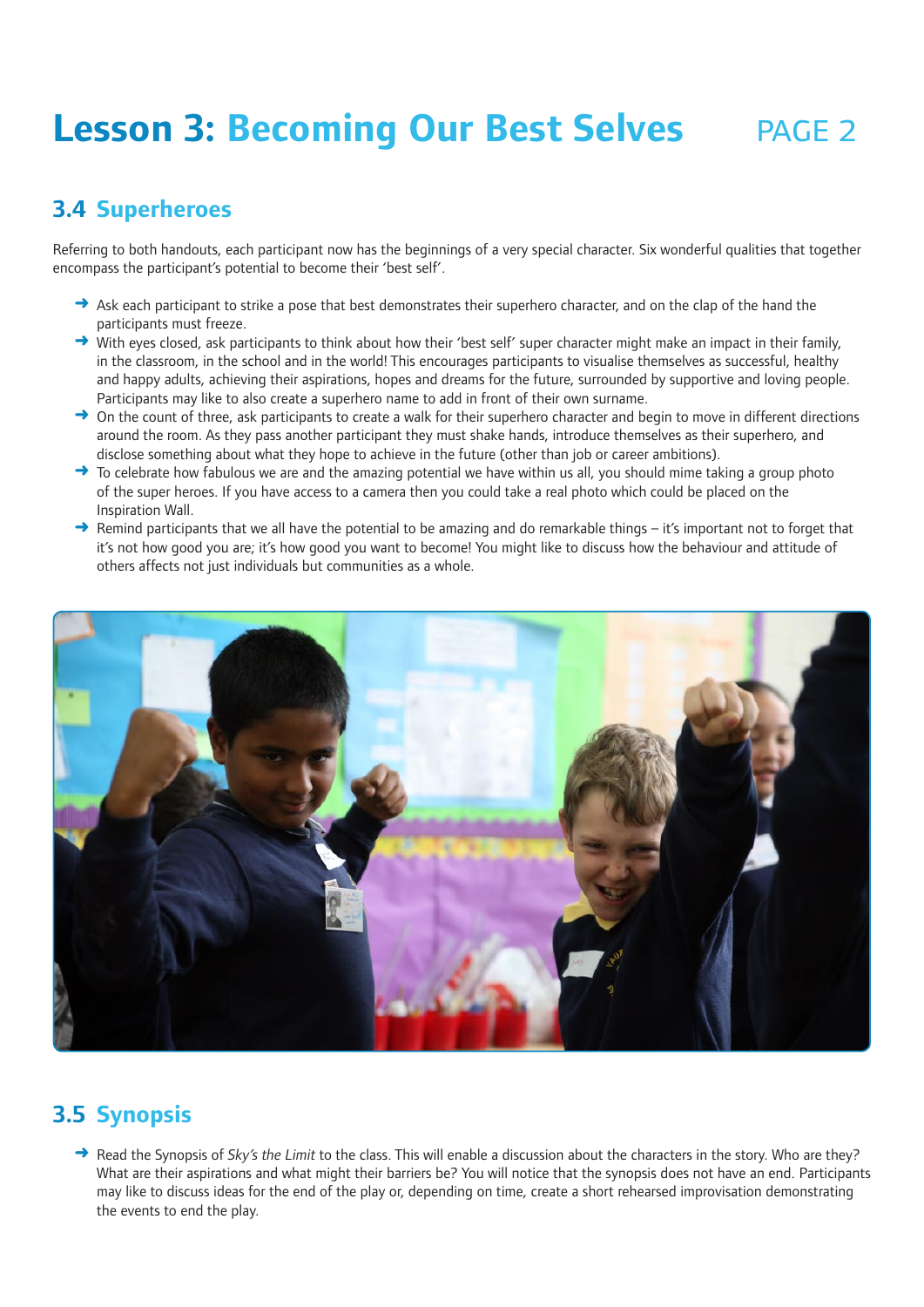# Lesson 3: Becoming Our Best Selves

## 3.4 Superheroes

Referring to both handouts, each participant now has the beginnings of a very special character. Six wonderful qualities that together encompass the participant's potential to become their 'best self'.

- Ask each participant to strike a pose that best demonstrates their superhero character, and on the clap of the hand the participants must freeze.
- With eyes closed, ask participants to think about how their 'best self' super character might make an impact in their family, in the classroom, in the school and in the world! This encourages participants to visualise themselves as successful, healthy and happy adults, achieving their aspirations, hopes and dreams for the future, surrounded by supportive and loving people. Participants may like to also create a superhero name to add in front of their own surname.
- On the count of three, ask participants to create a walk for their superhero character and begin to move in different directions around the room. As they pass another participant they must shake hands, introduce themselves as their superhero, and disclose something about what they hope to achieve in the future (other than job or career ambitions).
- To celebrate how fabulous we are and the amazing potential we have within us all, you should mime taking a group photo of the super heroes. If you have access to a camera then you could take a real photo which could be placed on the Inspiration Wall.
- Remind participants that we all have the potential to be amazing and do remarkable things – it's important not to forget that it's not how good you are; it's how good you want to become! You might like to discuss how the behaviour and attitude of others affects not just individuals but communities as a whole.

## 3.5 Synopsis

- Read the Synopsis of *Sky's the Limit* to the class. This will enable a discussion about the characters in the story. Who are they? What are their aspirations and what might their barriers be? You will notice that the synopsis does not have an end. Participants may like to discuss ideas for the end of the play or, depending on time, create a short rehearsed improvisation demonstrating the events to end the play.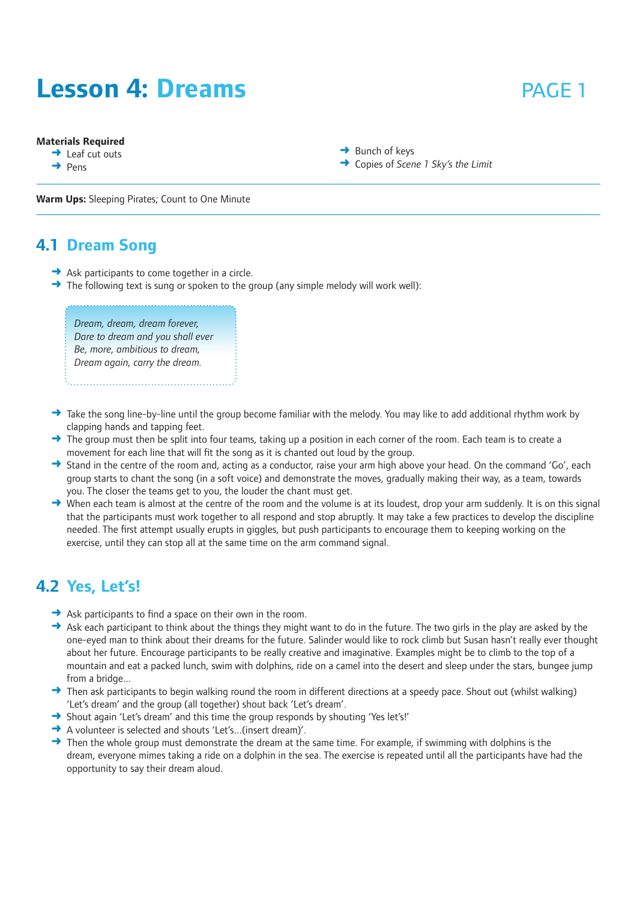# Lesson 4: Dreams

PAGE 1

**Materials Required**

- Leaf cut outs
- Pens
- Bunch of keys
- Copies of *Scene 1 Sky's the Limit*

**Warm Ups:** Sleeping Pirates; Count to One Minute

## 4.1 Dream Song

- Ask participants to come together in a circle.
- The following text is sung or spoken to the group (any simple melody will work well):

> *Dream, dream, dream forever,*
> *Dare to dream and you shall ever*
> *Be, more, ambitious to dream,*
> *Dream again, carry the dream.*

- Take the song line-by-line until the group become familiar with the melody. You may like to add additional rhythm work by clapping hands and tapping feet.
- The group must then be split into four teams, taking up a position in each corner of the room. Each team is to create a movement for each line that will fit the song as it is chanted out loud by the group.
- Stand in the centre of the room and, acting as a conductor, raise your arm high above your head. On the command 'Go', each group starts to chant the song (in a soft voice) and demonstrate the moves, gradually making their way, as a team, towards you. The closer the teams get to you, the louder the chant must get.
- When each team is almost at the centre of the room and the volume is at its loudest, drop your arm suddenly. It is on this signal that the participants must work together to all respond and stop abruptly. It may take a few practices to develop the discipline needed. The first attempt usually erupts in giggles, but push participants to encourage them to keeping working on the exercise, until they can stop all at the same time on the arm command signal.

## 4.2 Yes, Let's!

- Ask participants to find a space on their own in the room.
- Ask each participant to think about the things they might want to do in the future. The two girls in the play are asked by the one-eyed man to think about their dreams for the future. Salinder would like to rock climb but Susan hasn't really ever thought about her future. Encourage participants to be really creative and imaginative. Examples might be to climb to the top of a mountain and eat a packed lunch, swim with dolphins, ride on a camel into the desert and sleep under the stars, bungee jump from a bridge...
- Then ask participants to begin walking round the room in different directions at a speedy pace. Shout out (whilst walking) 'Let's dream' and the group (all together) shout back 'Let's dream'.
- Shout again 'Let's dream' and this time the group responds by shouting 'Yes let's!'
- A volunteer is selected and shouts 'Let's...(insert dream)'.
- Then the whole group must demonstrate the dream at the same time. For example, if swimming with dolphins is the dream, everyone mimes taking a ride on a dolphin in the sea. The exercise is repeated until all the participants have had the opportunity to say their dream aloud.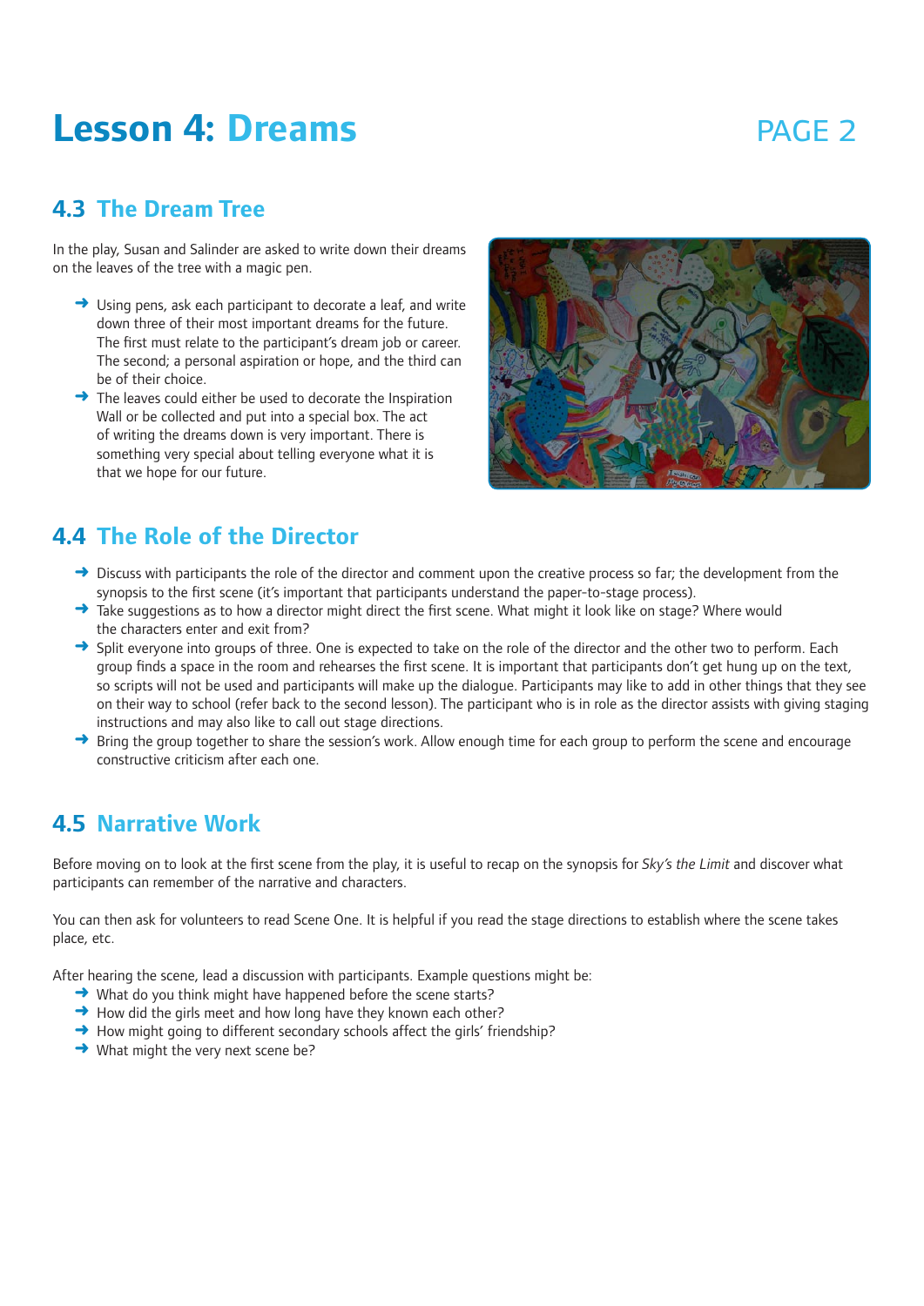# Lesson 4: Dreams

## 4.3 The Dream Tree

In the play, Susan and Salinder are asked to write down their dreams on the leaves of the tree with a magic pen.

- Using pens, ask each participant to decorate a leaf, and write down three of their most important dreams for the future. The first must relate to the participant's dream job or career. The second; a personal aspiration or hope, and the third can be of their choice.
- The leaves could either be used to decorate the Inspiration Wall or be collected and put into a special box. The act of writing the dreams down is very important. There is something very special about telling everyone what it is that we hope for our future.

## 4.4 The Role of the Director

- Discuss with participants the role of the director and comment upon the creative process so far; the development from the synopsis to the first scene (it's important that participants understand the paper-to-stage process).
- Take suggestions as to how a director might direct the first scene. What might it look like on stage? Where would the characters enter and exit from?
- Split everyone into groups of three. One is expected to take on the role of the director and the other two to perform. Each group finds a space in the room and rehearses the first scene. It is important that participants don't get hung up on the text, so scripts will not be used and participants will make up the dialogue. Participants may like to add in other things that they see on their way to school (refer back to the second lesson). The participant who is in role as the director assists with giving staging instructions and may also like to call out stage directions.
- Bring the group together to share the session's work. Allow enough time for each group to perform the scene and encourage constructive criticism after each one.

## 4.5 Narrative Work

Before moving on to look at the first scene from the play, it is useful to recap on the synopsis for *Sky's the Limit* and discover what participants can remember of the narrative and characters.

You can then ask for volunteers to read Scene One. It is helpful if you read the stage directions to establish where the scene takes place, etc.

After hearing the scene, lead a discussion with participants. Example questions might be:

- What do you think might have happened before the scene starts?
- How did the girls meet and how long have they known each other?
- How might going to different secondary schools affect the girls' friendship?
- What might the very next scene be?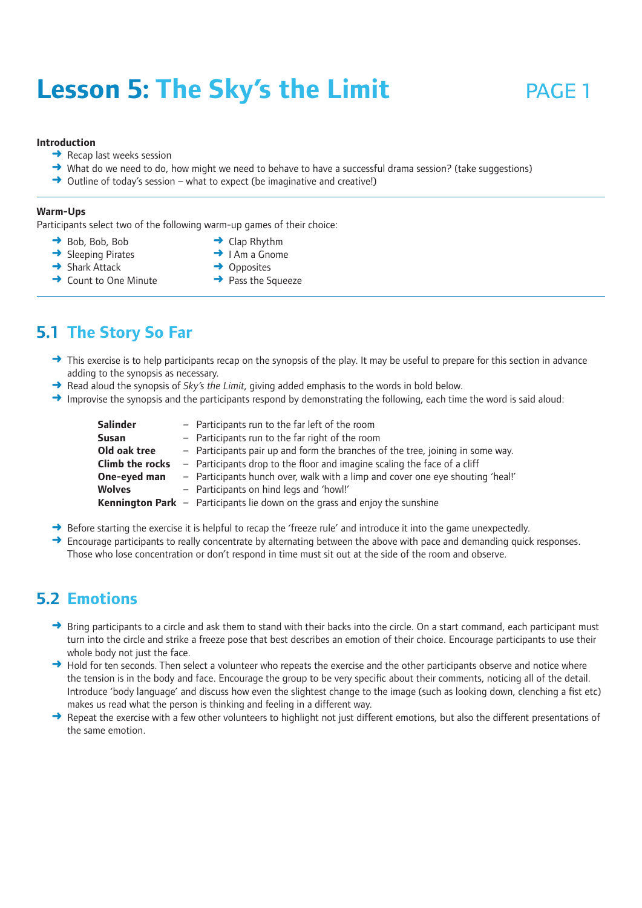# Lesson 5: The Sky's the Limit

**Introduction**

- Recap last weeks session
- What do we need to do, how might we need to behave to have a successful drama session? (take suggestions)
- Outline of today's session – what to expect (be imaginative and creative!)

---

**Warm-Ups**

Participants select two of the following warm-up games of their choice:

- Bob, Bob, Bob
- Sleeping Pirates
- Shark Attack
- Count to One Minute
- Clap Rhythm
- I Am a Gnome
- Opposites
- Pass the Squeeze

---

## 5.1 The Story So Far

- This exercise is to help participants recap on the synopsis of the play. It may be useful to prepare for this section in advance adding to the synopsis as necessary.
- Read aloud the synopsis of *Sky's the Limit*, giving added emphasis to the words in bold below.
- Improvise the synopsis and the participants respond by demonstrating the following, each time the word is said aloud:

**Salinder** – Participants run to the far left of the room
**Susan** – Participants run to the far right of the room
**Old oak tree** – Participants pair up and form the branches of the tree, joining in some way.
**Climb the rocks** – Participants drop to the floor and imagine scaling the face of a cliff
**One-eyed man** – Participants hunch over, walk with a limp and cover one eye shouting 'heal!'
**Wolves** – Participants on hind legs and 'howl!'
**Kennington Park** – Participants lie down on the grass and enjoy the sunshine

- Before starting the exercise it is helpful to recap the 'freeze rule' and introduce it into the game unexpectedly.
- Encourage participants to really concentrate by alternating between the above with pace and demanding quick responses. Those who lose concentration or don't respond in time must sit out at the side of the room and observe.

## 5.2 Emotions

- Bring participants to a circle and ask them to stand with their backs into the circle. On a start command, each participant must turn into the circle and strike a freeze pose that best describes an emotion of their choice. Encourage participants to use their whole body not just the face.
- Hold for ten seconds. Then select a volunteer who repeats the exercise and the other participants observe and notice where the tension is in the body and face. Encourage the group to be very specific about their comments, noticing all of the detail. Introduce 'body language' and discuss how even the slightest change to the image (such as looking down, clenching a fist etc) makes us read what the person is thinking and feeling in a different way.
- Repeat the exercise with a few other volunteers to highlight not just different emotions, but also the different presentations of the same emotion.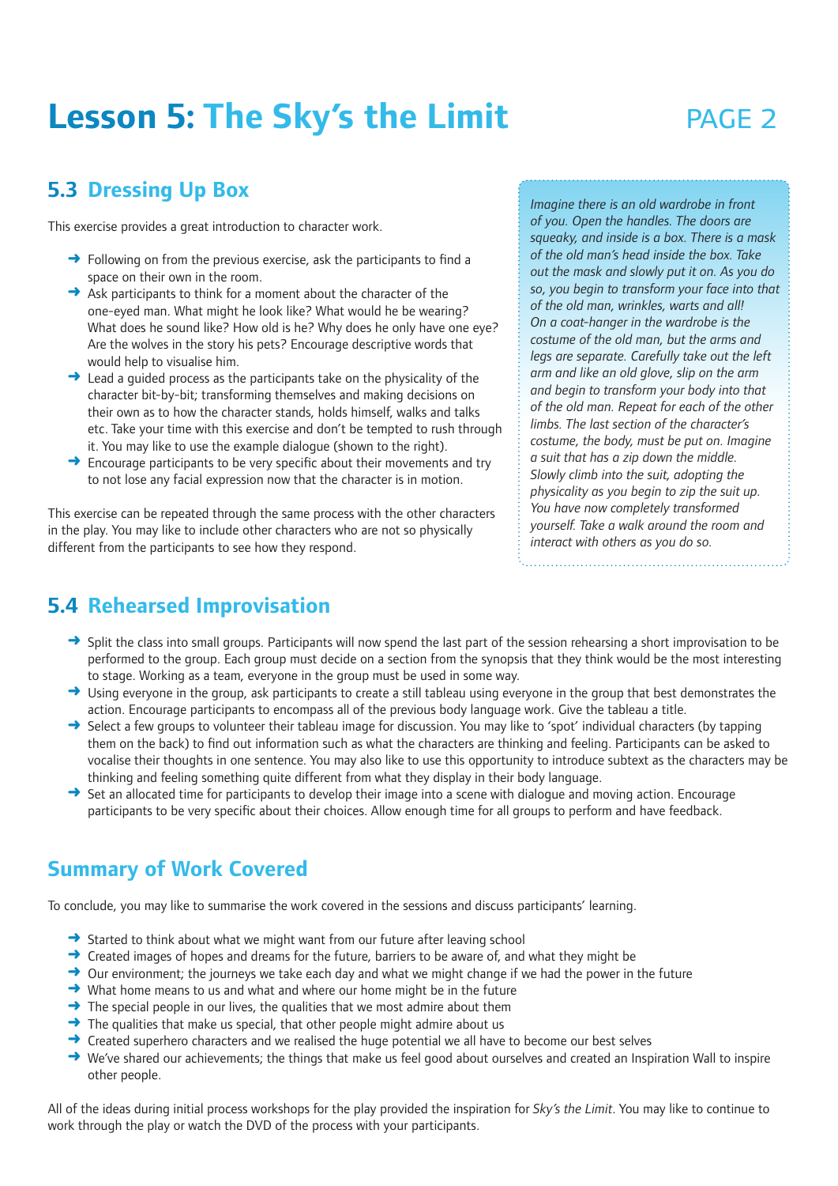# Lesson 5: The Sky's the Limit

PAGE 2

## 5.3 Dressing Up Box

This exercise provides a great introduction to character work.

- Following on from the previous exercise, ask the participants to find a space on their own in the room.
- Ask participants to think for a moment about the character of the one-eyed man. What might he look like? What would he be wearing? What does he sound like? How old is he? Why does he only have one eye? Are the wolves in the story his pets? Encourage descriptive words that would help to visualise him.
- Lead a guided process as the participants take on the physicality of the character bit-by-bit; transforming themselves and making decisions on their own as to how the character stands, holds himself, walks and talks etc. Take your time with this exercise and don't be tempted to rush through it. You may like to use the example dialogue (shown to the right).
- Encourage participants to be very specific about their movements and try to not lose any facial expression now that the character is in motion.

This exercise can be repeated through the same process with the other characters in the play. You may like to include other characters who are not so physically different from the participants to see how they respond.

*Imagine there is an old wardrobe in front of you. Open the handles. The doors are squeaky, and inside is a box. There is a mask of the old man's head inside the box. Take out the mask and slowly put it on. As you do so, you begin to transform your face into that of the old man, wrinkles, warts and all! On a coat-hanger in the wardrobe is the costume of the old man, but the arms and legs are separate. Carefully take out the left arm and like an old glove, slip on the arm and begin to transform your body into that of the old man. Repeat for each of the other limbs. The last section of the character's costume, the body, must be put on. Imagine a suit that has a zip down the middle. Slowly climb into the suit, adopting the physicality as you begin to zip the suit up. You have now completely transformed yourself. Take a walk around the room and interact with others as you do so.*

## 5.4 Rehearsed Improvisation

- Split the class into small groups. Participants will now spend the last part of the session rehearsing a short improvisation to be performed to the group. Each group must decide on a section from the synopsis that they think would be the most interesting to stage. Working as a team, everyone in the group must be used in some way.
- Using everyone in the group, ask participants to create a still tableau using everyone in the group that best demonstrates the action. Encourage participants to encompass all of the previous body language work. Give the tableau a title.
- Select a few groups to volunteer their tableau image for discussion. You may like to 'spot' individual characters (by tapping them on the back) to find out information such as what the characters are thinking and feeling. Participants can be asked to vocalise their thoughts in one sentence. You may also like to use this opportunity to introduce subtext as the characters may be thinking and feeling something quite different from what they display in their body language.
- Set an allocated time for participants to develop their image into a scene with dialogue and moving action. Encourage participants to be very specific about their choices. Allow enough time for all groups to perform and have feedback.

## Summary of Work Covered

To conclude, you may like to summarise the work covered in the sessions and discuss participants' learning.

- Started to think about what we might want from our future after leaving school
- Created images of hopes and dreams for the future, barriers to be aware of, and what they might be
- Our environment; the journeys we take each day and what we might change if we had the power in the future
- What home means to us and what and where our home might be in the future
- The special people in our lives, the qualities that we most admire about them
- The qualities that make us special, that other people might admire about us
- Created superhero characters and we realised the huge potential we all have to become our best selves
- We've shared our achievements; the things that make us feel good about ourselves and created an Inspiration Wall to inspire other people.

All of the ideas during initial process workshops for the play provided the inspiration for *Sky's the Limit*. You may like to continue to work through the play or watch the DVD of the process with your participants.